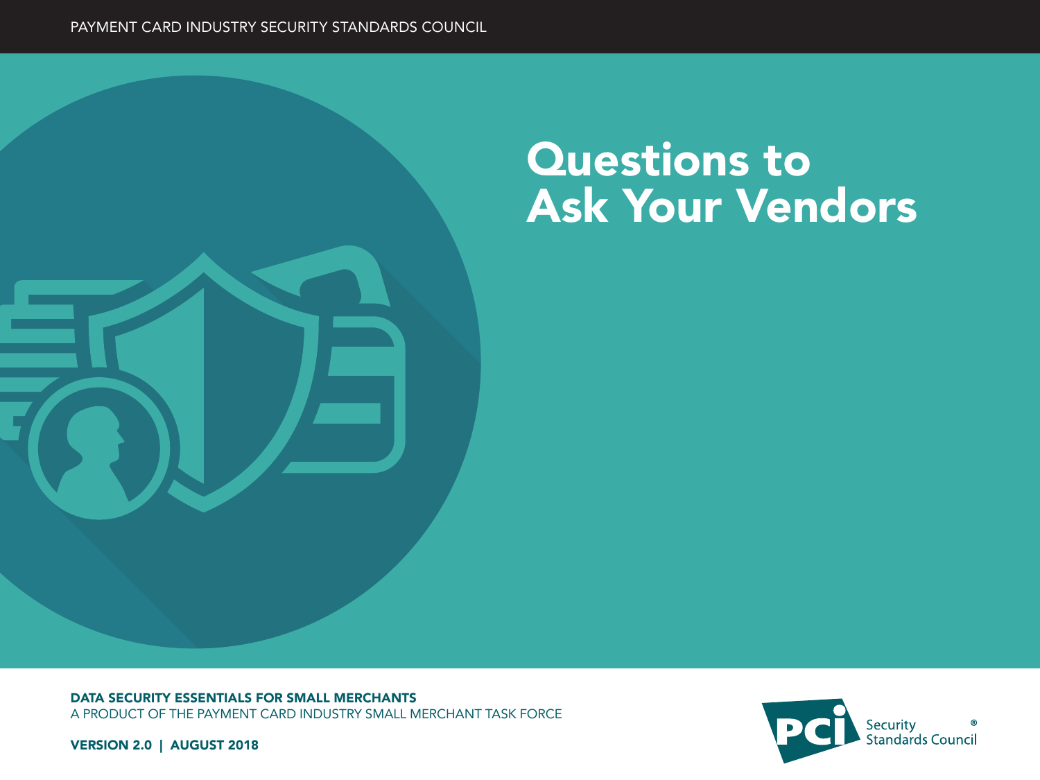PAYMENT CARD INDUSTRY SECURITY STANDARDS COUNCIL

# Questions to Ask Your Vendors

**DATA SECURITY ESSENTIALS FOR SMALL MERCHANTS**

A PRODUCT OF THE PAYMENT CARD INDUSTRY SMALL MERCHANT TASK FORCE

**VERSION 2.0 | AUGUST 2018**

PCI Security Standards Council®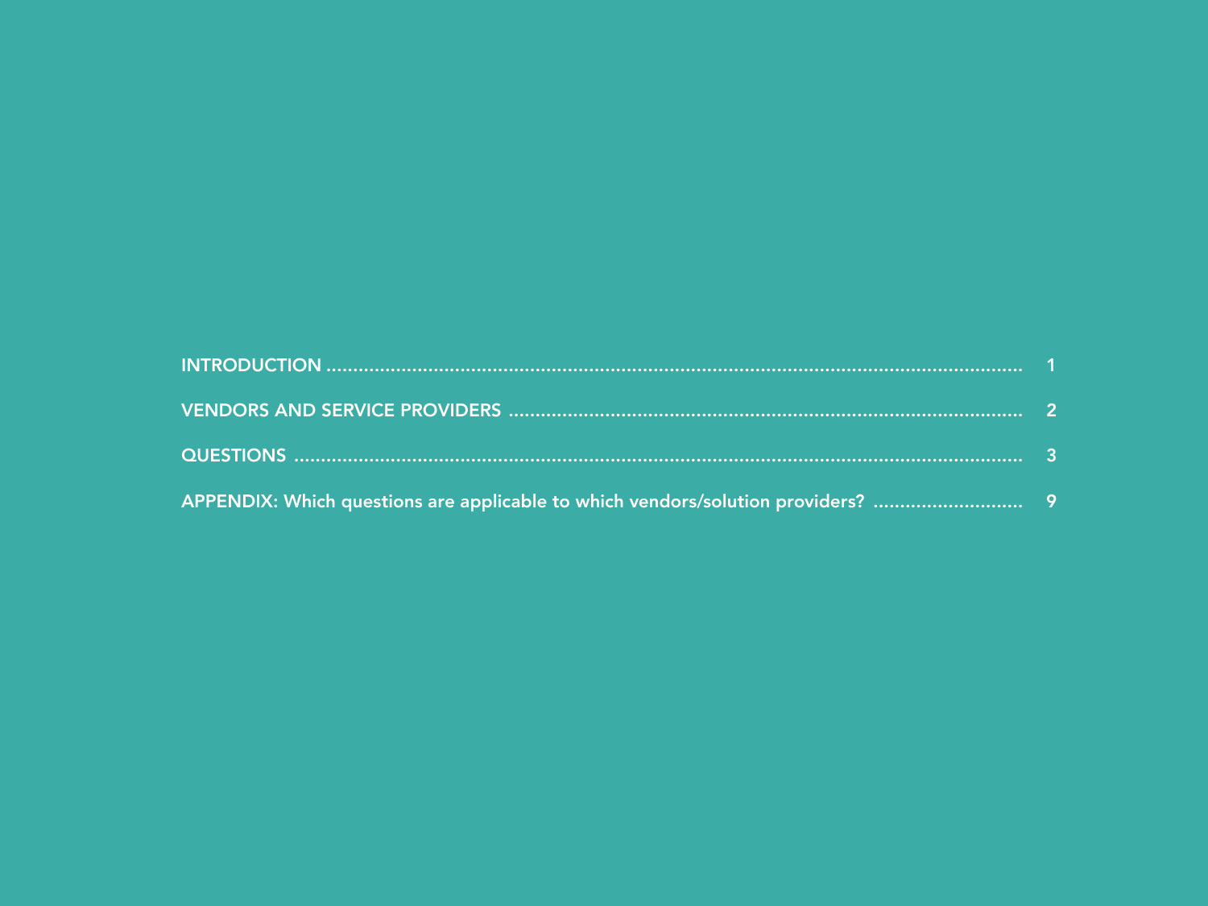INTRODUCTION ........................................................................................................................ 1

VENDORS AND SERVICE PROVIDERS ........................................................................................ 2

QUESTIONS ............................................................................................................................. 3

APPENDIX: Which questions are applicable to which vendors/solution providers? ............................ 9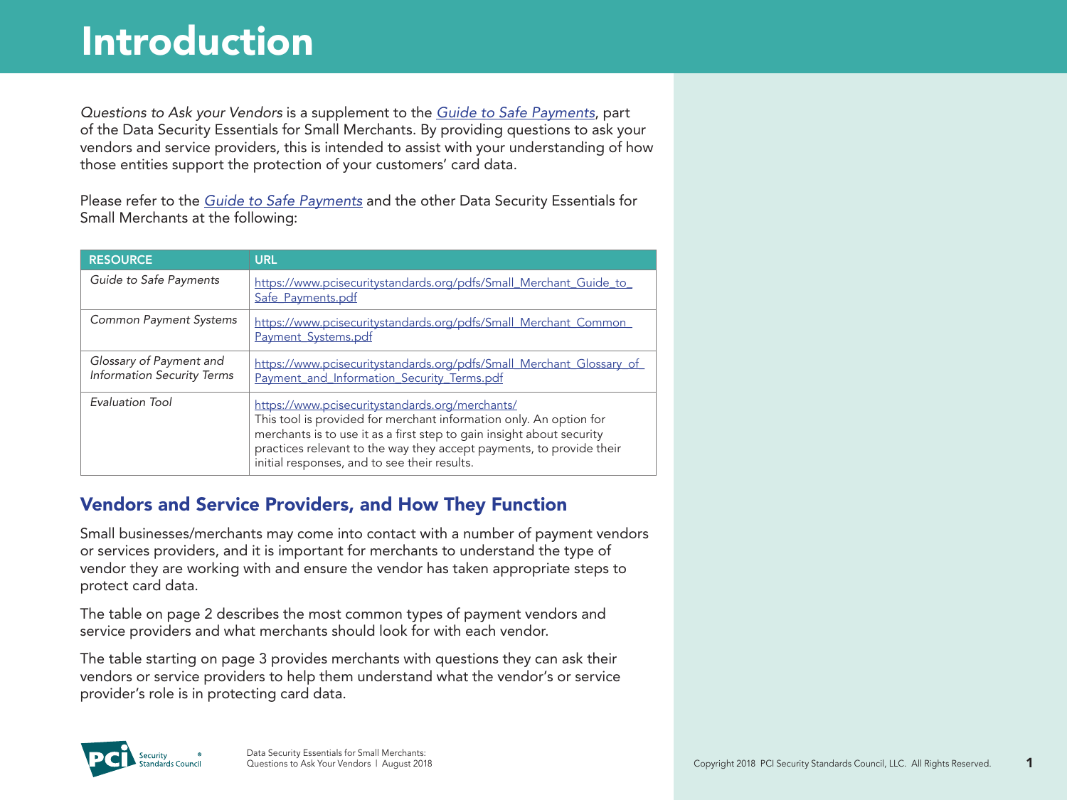# Introduction

*Questions to Ask your Vendors* is a supplement to the *Guide to Safe Payments*, part of the Data Security Essentials for Small Merchants. By providing questions to ask your vendors and service providers, this is intended to assist with your understanding of how those entities support the protection of your customers' card data.

Please refer to the *Guide to Safe Payments* and the other Data Security Essentials for Small Merchants at the following:

| RESOURCE | URL |
| --- | --- |
| *Guide to Safe Payments* | https://www.pcisecuritystandards.org/pdfs/Small_Merchant_Guide_to_Safe_Payments.pdf |
| *Common Payment Systems* | https://www.pcisecuritystandards.org/pdfs/Small_Merchant_Common_Payment_Systems.pdf |
| *Glossary of Payment and Information Security Terms* | https://www.pcisecuritystandards.org/pdfs/Small_Merchant_Glossary_of_Payment_and_Information_Security_Terms.pdf |
| *Evaluation Tool* | https://www.pcisecuritystandards.org/merchants/ This tool is provided for merchant information only. An option for merchants is to use it as a first step to gain insight about security practices relevant to the way they accept payments, to provide their initial responses, and to see their results. |

## Vendors and Service Providers, and How They Function

Small businesses/merchants may come into contact with a number of payment vendors or services providers, and it is important for merchants to understand the type of vendor they are working with and ensure the vendor has taken appropriate steps to protect card data.

The table on page 2 describes the most common types of payment vendors and service providers and what merchants should look for with each vendor.

The table starting on page 3 provides merchants with questions they can ask their vendors or service providers to help them understand what the vendor's or service provider's role is in protecting card data.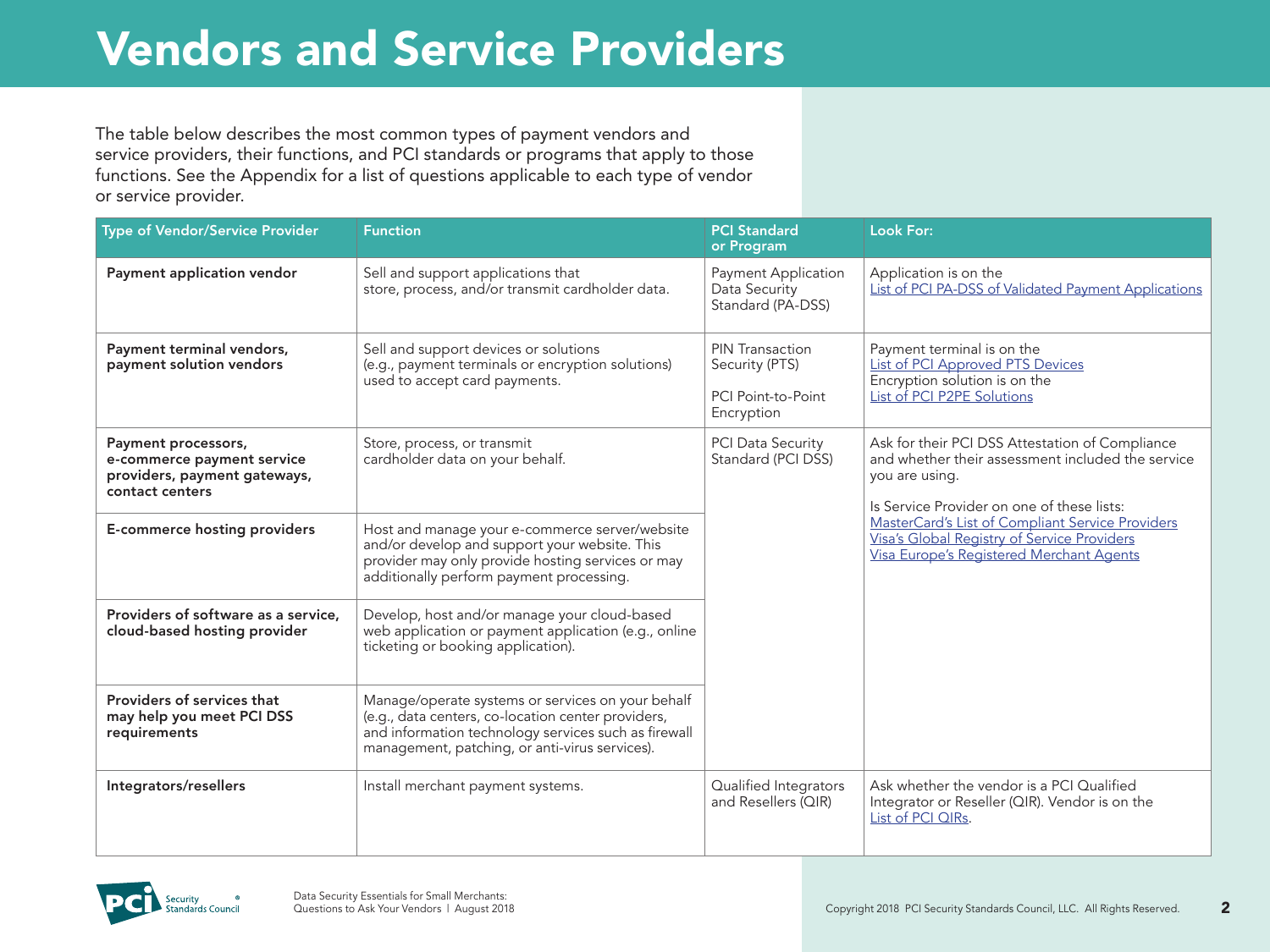# Vendors and Service Providers

The table below describes the most common types of payment vendors and service providers, their functions, and PCI standards or programs that apply to those functions. See the Appendix for a list of questions applicable to each type of vendor or service provider.

| Type of Vendor/Service Provider | Function | PCI Standard or Program | Look For: |
|---|---|---|---|
| **Payment application vendor** | Sell and support applications that store, process, and/or transmit cardholder data. | Payment Application Data Security Standard (PA-DSS) | Application is on the List of PCI PA-DSS of Validated Payment Applications |
| **Payment terminal vendors, payment solution vendors** | Sell and support devices or solutions (e.g., payment terminals or encryption solutions) used to accept card payments. | PIN Transaction Security (PTS)<br><br>PCI Point-to-Point Encryption | Payment terminal is on the List of PCI Approved PTS Devices<br>Encryption solution is on the List of PCI P2PE Solutions |
| **Payment processors, e-commerce payment service providers, payment gateways, contact centers** | Store, process, or transmit cardholder data on your behalf. | PCI Data Security Standard (PCI DSS) | Ask for their PCI DSS Attestation of Compliance and whether their assessment included the service you are using.<br><br>Is Service Provider on one of these lists:<br>MasterCard's List of Compliant Service Providers<br>Visa's Global Registry of Service Providers<br>Visa Europe's Registered Merchant Agents |
| **E-commerce hosting providers** | Host and manage your e-commerce server/website and/or develop and support your website. This provider may only provide hosting services or may additionally perform payment processing. | | |
| **Providers of software as a service, cloud-based hosting provider** | Develop, host and/or manage your cloud-based web application or payment application (e.g., online ticketing or booking application). | | |
| **Providers of services that may help you meet PCI DSS requirements** | Manage/operate systems or services on your behalf (e.g., data centers, co-location center providers, and information technology services such as firewall management, patching, or anti-virus services). | | |
| **Integrators/resellers** | Install merchant payment systems. | Qualified Integrators and Resellers (QIR) | Ask whether the vendor is a PCI Qualified Integrator or Reseller (QIR). Vendor is on the List of PCI QIRs. |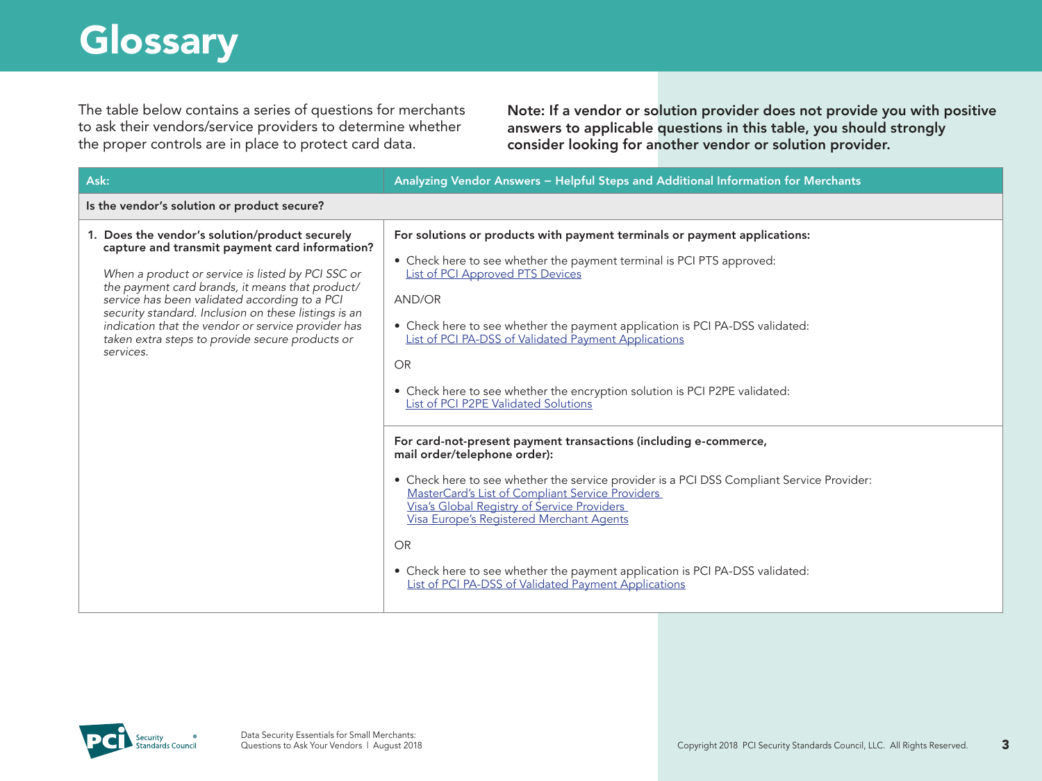# Glossary

The table below contains a series of questions for merchants to ask their vendors/service providers to determine whether the proper controls are in place to protect card data.

**Note: If a vendor or solution provider does not provide you with positive answers to applicable questions in this table, you should strongly consider looking for another vendor or solution provider.**

| Ask: | Analyzing Vendor Answers – Helpful Steps and Additional Information for Merchants |
|---|---|
| **Is the vendor's solution or product secure?** | |
| **1. Does the vendor's solution/product securely capture and transmit payment card information?**<br><br>*When a product or service is listed by PCI SSC or the payment card brands, it means that product/service has been validated according to a PCI security standard. Inclusion on these listings is an indication that the vendor or service provider has taken extra steps to provide secure products or services.* | **For solutions or products with payment terminals or payment applications:**<br><br>• Check here to see whether the payment terminal is PCI PTS approved: List of PCI Approved PTS Devices<br><br>AND/OR<br><br>• Check here to see whether the payment application is PCI PA-DSS validated: List of PCI PA-DSS of Validated Payment Applications<br><br>OR<br><br>• Check here to see whether the encryption solution is PCI P2PE validated: List of PCI P2PE Validated Solutions |
| | **For card-not-present payment transactions (including e-commerce, mail order/telephone order):**<br><br>• Check here to see whether the service provider is a PCI DSS Compliant Service Provider: MasterCard's List of Compliant Service Providers<br>Visa's Global Registry of Service Providers<br>Visa Europe's Registered Merchant Agents<br><br>OR<br><br>• Check here to see whether the payment application is PCI PA-DSS validated: List of PCI PA-DSS of Validated Payment Applications |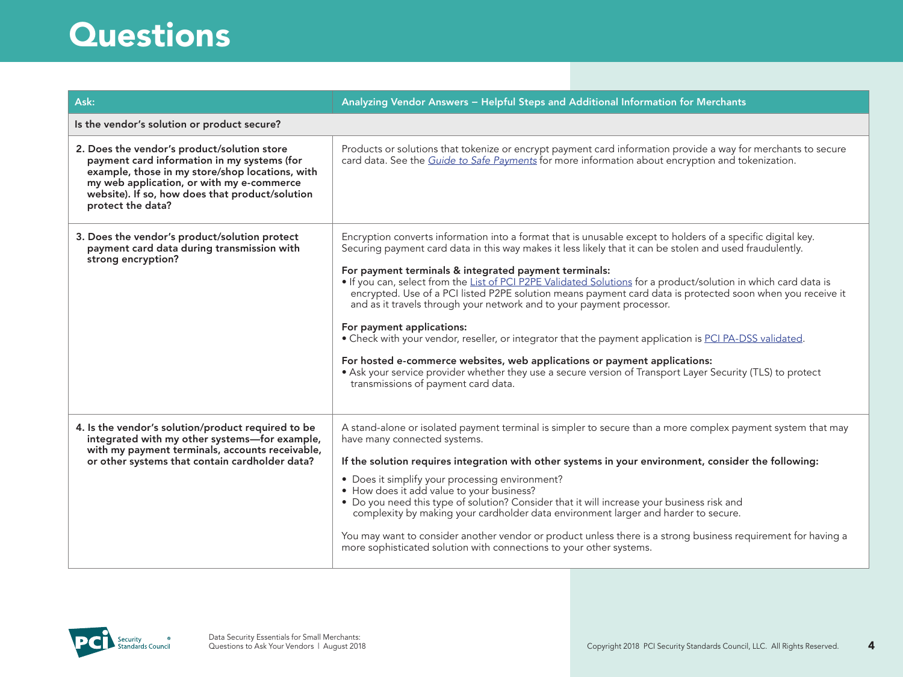# Questions

| Ask: | Analyzing Vendor Answers – Helpful Steps and Additional Information for Merchants |
|---|---|
| **Is the vendor's solution or product secure?** | |
| **2. Does the vendor's product/solution store payment card information in my systems (for example, those in my store/shop locations, with my web application, or with my e-commerce website). If so, how does that product/solution protect the data?** | Products or solutions that tokenize or encrypt payment card information provide a way for merchants to secure card data. See the *Guide to Safe Payments* for more information about encryption and tokenization. |
| **3. Does the vendor's product/solution protect payment card data during transmission with strong encryption?** | Encryption converts information into a format that is unusable except to holders of a specific digital key. Securing payment card data in this way makes it less likely that it can be stolen and used fraudulently.<br><br>**For payment terminals & integrated payment terminals:**<br>• If you can, select from the List of PCI P2PE Validated Solutions for a product/solution in which card data is encrypted. Use of a PCI listed P2PE solution means payment card data is protected soon when you receive it and as it travels through your network and to your payment processor.<br><br>**For payment applications:**<br>• Check with your vendor, reseller, or integrator that the payment application is PCI PA-DSS validated.<br><br>**For hosted e-commerce websites, web applications or payment applications:**<br>• Ask your service provider whether they use a secure version of Transport Layer Security (TLS) to protect transmissions of payment card data. |
| **4. Is the vendor's solution/product required to be integrated with my other systems—for example, with my payment terminals, accounts receivable, or other systems that contain cardholder data?** | A stand-alone or isolated payment terminal is simpler to secure than a more complex payment system that may have many connected systems.<br><br>**If the solution requires integration with other systems in your environment, consider the following:**<br>• Does it simplify your processing environment?<br>• How does it add value to your business?<br>• Do you need this type of solution? Consider that it will increase your business risk and complexity by making your cardholder data environment larger and harder to secure.<br><br>You may want to consider another vendor or product unless there is a strong business requirement for having a more sophisticated solution with connections to your other systems. |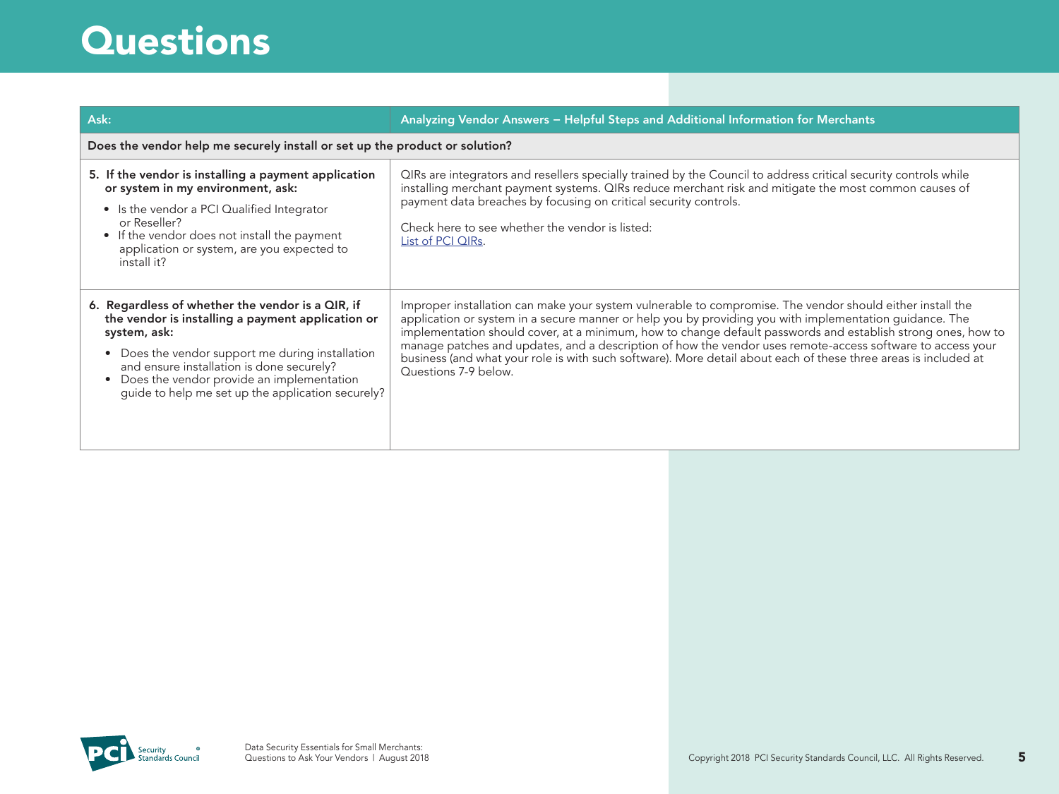# Questions

| Ask: | Analyzing Vendor Answers – Helpful Steps and Additional Information for Merchants |
|---|---|
| **Does the vendor help me securely install or set up the product or solution?** | |
| **5. If the vendor is installing a payment application or system in my environment, ask:**<br>• Is the vendor a PCI Qualified Integrator or Reseller?<br>• If the vendor does not install the payment application or system, are you expected to install it? | QIRs are integrators and resellers specially trained by the Council to address critical security controls while installing merchant payment systems. QIRs reduce merchant risk and mitigate the most common causes of payment data breaches by focusing on critical security controls.<br><br>Check here to see whether the vendor is listed:<br>List of PCI QIRs. |
| **6. Regardless of whether the vendor is a QIR, if the vendor is installing a payment application or system, ask:**<br>• Does the vendor support me during installation and ensure installation is done securely?<br>• Does the vendor provide an implementation guide to help me set up the application securely? | Improper installation can make your system vulnerable to compromise. The vendor should either install the application or system in a secure manner or help you by providing you with implementation guidance. The implementation should cover, at a minimum, how to change default passwords and establish strong ones, how to manage patches and updates, and a description of how the vendor uses remote-access software to access your business (and what your role is with such software). More detail about each of these three areas is included at Questions 7-9 below. |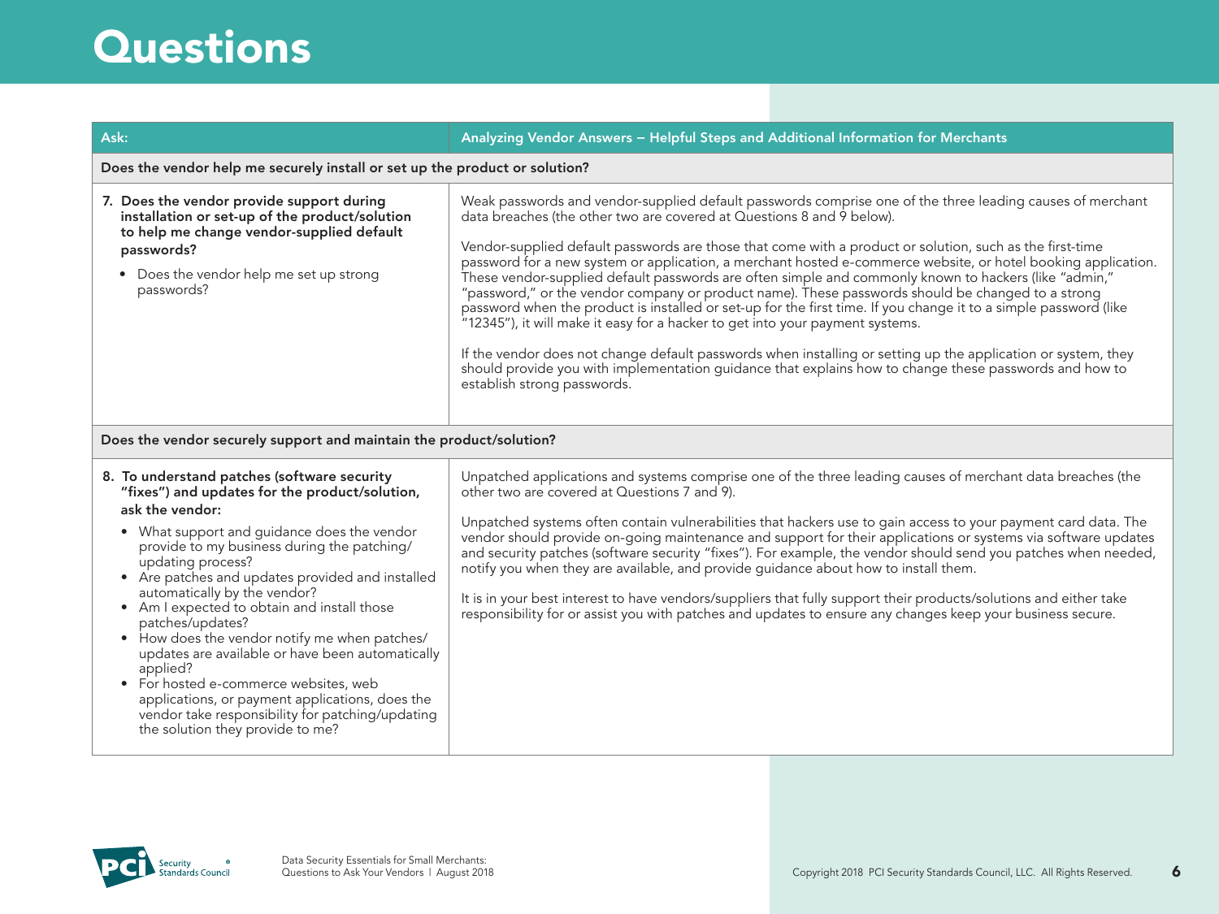# Questions

| Ask: | Analyzing Vendor Answers – Helpful Steps and Additional Information for Merchants |
|---|---|
| **Does the vendor help me securely install or set up the product or solution?** | |
| **7. Does the vendor provide support during installation or set-up of the product/solution to help me change vendor-supplied default passwords?**<br>• Does the vendor help me set up strong passwords? | Weak passwords and vendor-supplied default passwords comprise one of the three leading causes of merchant data breaches (the other two are covered at Questions 8 and 9 below).<br><br>Vendor-supplied default passwords are those that come with a product or solution, such as the first-time password for a new system or application, a merchant hosted e-commerce website, or hotel booking application. These vendor-supplied default passwords are often simple and commonly known to hackers (like "admin," "password," or the vendor company or product name). These passwords should be changed to a strong password when the product is installed or set-up for the first time. If you change it to a simple password (like "12345"), it will make it easy for a hacker to get into your payment systems.<br><br>If the vendor does not change default passwords when installing or setting up the application or system, they should provide you with implementation guidance that explains how to change these passwords and how to establish strong passwords. |
| **Does the vendor securely support and maintain the product/solution?** | |
| **8. To understand patches (software security "fixes") and updates for the product/solution, ask the vendor:**<br>• What support and guidance does the vendor provide to my business during the patching/updating process?<br>• Are patches and updates provided and installed automatically by the vendor?<br>• Am I expected to obtain and install those patches/updates?<br>• How does the vendor notify me when patches/updates are available or have been automatically applied?<br>• For hosted e-commerce websites, web applications, or payment applications, does the vendor take responsibility for patching/updating the solution they provide to me? | Unpatched applications and systems comprise one of the three leading causes of merchant data breaches (the other two are covered at Questions 7 and 9).<br><br>Unpatched systems often contain vulnerabilities that hackers use to gain access to your payment card data. The vendor should provide on-going maintenance and support for their applications or systems via software updates and security patches (software security "fixes"). For example, the vendor should send you patches when needed, notify you when they are available, and provide guidance about how to install them.<br><br>It is in your best interest to have vendors/suppliers that fully support their products/solutions and either take responsibility for or assist you with patches and updates to ensure any changes keep your business secure. |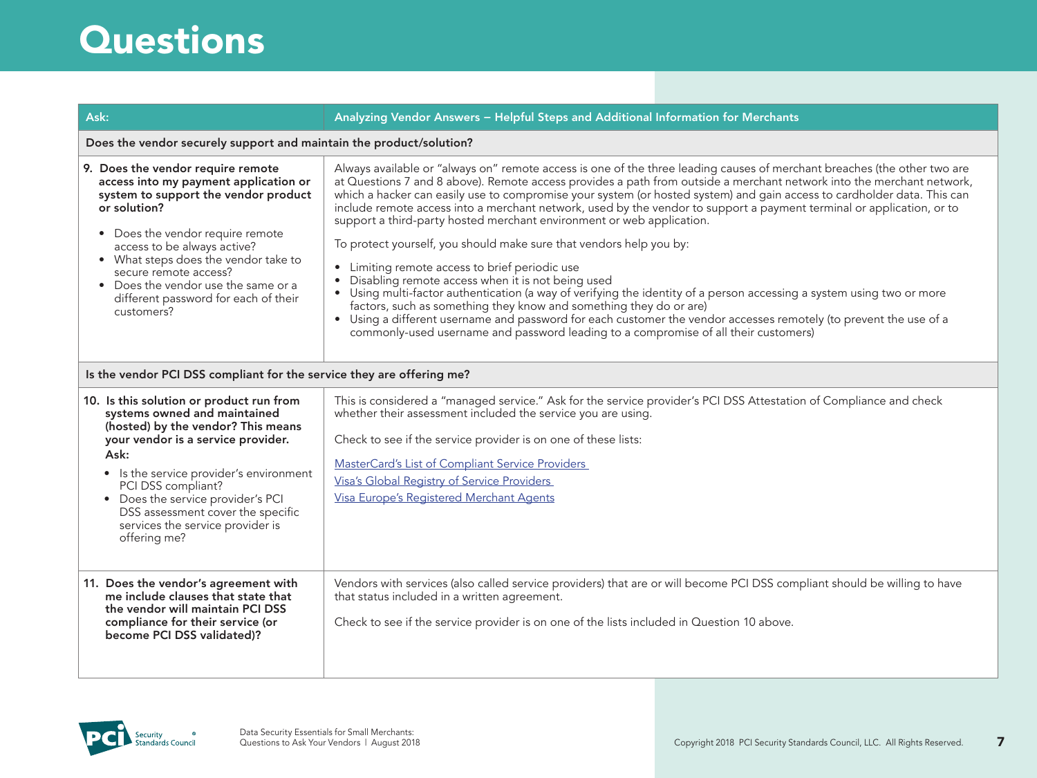# Questions

| Ask: | Analyzing Vendor Answers – Helpful Steps and Additional Information for Merchants |
|---|---|
| **Does the vendor securely support and maintain the product/solution?** | |
| **9. Does the vendor require remote access into my payment application or system to support the vendor product or solution?**<br><br>• Does the vendor require remote access to be always active?<br>• What steps does the vendor take to secure remote access?<br>• Does the vendor use the same or a different password for each of their customers? | Always available or "always on" remote access is one of the three leading causes of merchant breaches (the other two are at Questions 7 and 8 above). Remote access provides a path from outside a merchant network into the merchant network, which a hacker can easily use to compromise your system (or hosted system) and gain access to cardholder data. This can include remote access into a merchant network, used by the vendor to support a payment terminal or application, or to support a third-party hosted merchant environment or web application.<br><br>To protect yourself, you should make sure that vendors help you by:<br><br>• Limiting remote access to brief periodic use<br>• Disabling remote access when it is not being used<br>• Using multi-factor authentication (a way of verifying the identity of a person accessing a system using two or more factors, such as something they know and something they do or are)<br>• Using a different username and password for each customer the vendor accesses remotely (to prevent the use of a commonly-used username and password leading to a compromise of all their customers) |
| **Is the vendor PCI DSS compliant for the service they are offering me?** | |
| **10. Is this solution or product run from systems owned and maintained (hosted) by the vendor? This means your vendor is a service provider.**<br>**Ask:**<br>• Is the service provider's environment PCI DSS compliant?<br>• Does the service provider's PCI DSS assessment cover the specific services the service provider is offering me? | This is considered a "managed service." Ask for the service provider's PCI DSS Attestation of Compliance and check whether their assessment included the service you are using.<br><br>Check to see if the service provider is on one of these lists:<br><br>MasterCard's List of Compliant Service Providers<br>Visa's Global Registry of Service Providers<br>Visa Europe's Registered Merchant Agents |
| **11. Does the vendor's agreement with me include clauses that state that the vendor will maintain PCI DSS compliance for their service (or become PCI DSS validated)?** | Vendors with services (also called service providers) that are or will become PCI DSS compliant should be willing to have that status included in a written agreement.<br><br>Check to see if the service provider is on one of the lists included in Question 10 above. |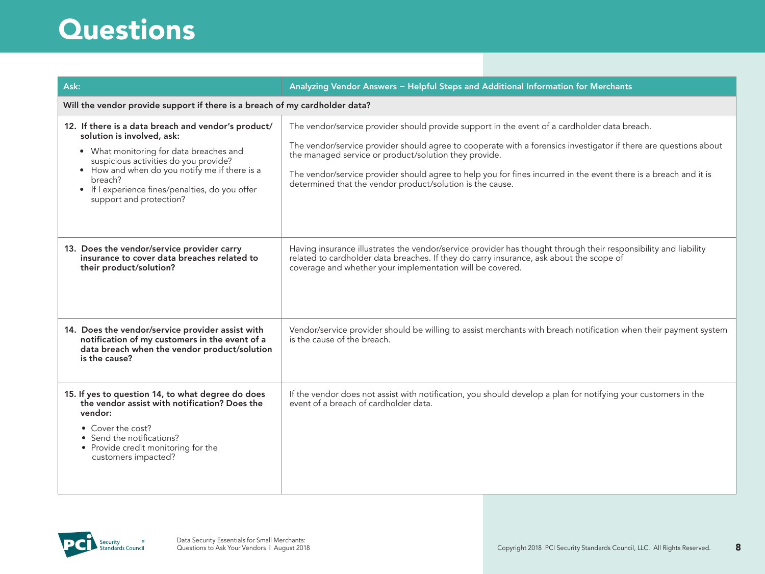# Questions

| Ask: | Analyzing Vendor Answers – Helpful Steps and Additional Information for Merchants |
|---|---|
| **Will the vendor provide support if there is a breach of my cardholder data?** | |
| **12. If there is a data breach and vendor's product/solution is involved, ask:**<br>• What monitoring for data breaches and suspicious activities do you provide?<br>• How and when do you notify me if there is a breach?<br>• If I experience fines/penalties, do you offer support and protection? | The vendor/service provider should provide support in the event of a cardholder data breach.<br><br>The vendor/service provider should agree to cooperate with a forensics investigator if there are questions about the managed service or product/solution they provide.<br><br>The vendor/service provider should agree to help you for fines incurred in the event there is a breach and it is determined that the vendor product/solution is the cause. |
| **13. Does the vendor/service provider carry insurance to cover data breaches related to their product/solution?** | Having insurance illustrates the vendor/service provider has thought through their responsibility and liability related to cardholder data breaches. If they do carry insurance, ask about the scope of coverage and whether your implementation will be covered. |
| **14. Does the vendor/service provider assist with notification of my customers in the event of a data breach when the vendor product/solution is the cause?** | Vendor/service provider should be willing to assist merchants with breach notification when their payment system is the cause of the breach. |
| **15. If yes to question 14, to what degree do does the vendor assist with notification? Does the vendor:**<br>• Cover the cost?<br>• Send the notifications?<br>• Provide credit monitoring for the customers impacted? | If the vendor does not assist with notification, you should develop a plan for notifying your customers in the event of a breach of cardholder data. |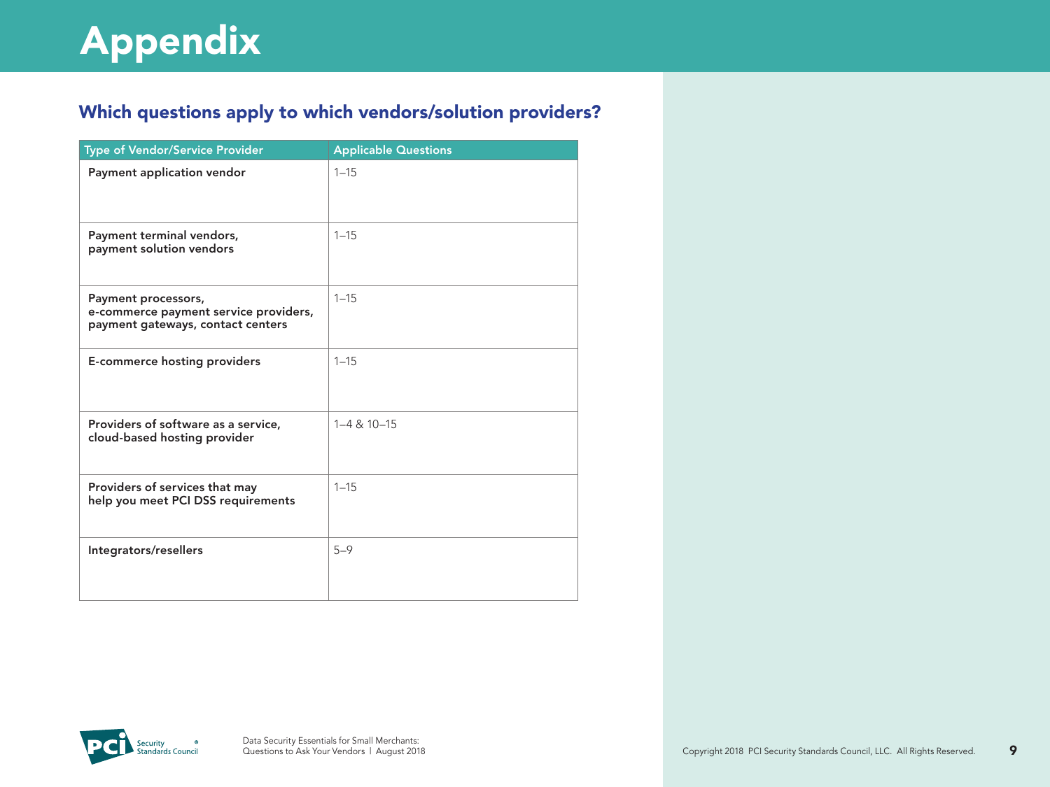# Appendix

## Which questions apply to which vendors/solution providers?

| Type of Vendor/Service Provider | Applicable Questions |
|---|---|
| **Payment application vendor** | 1–15 |
| **Payment terminal vendors, payment solution vendors** | 1–15 |
| **Payment processors, e-commerce payment service providers, payment gateways, contact centers** | 1–15 |
| **E-commerce hosting providers** | 1–15 |
| **Providers of software as a service, cloud-based hosting provider** | 1–4 & 10–15 |
| **Providers of services that may help you meet PCI DSS requirements** | 1–15 |
| **Integrators/resellers** | 5–9 |